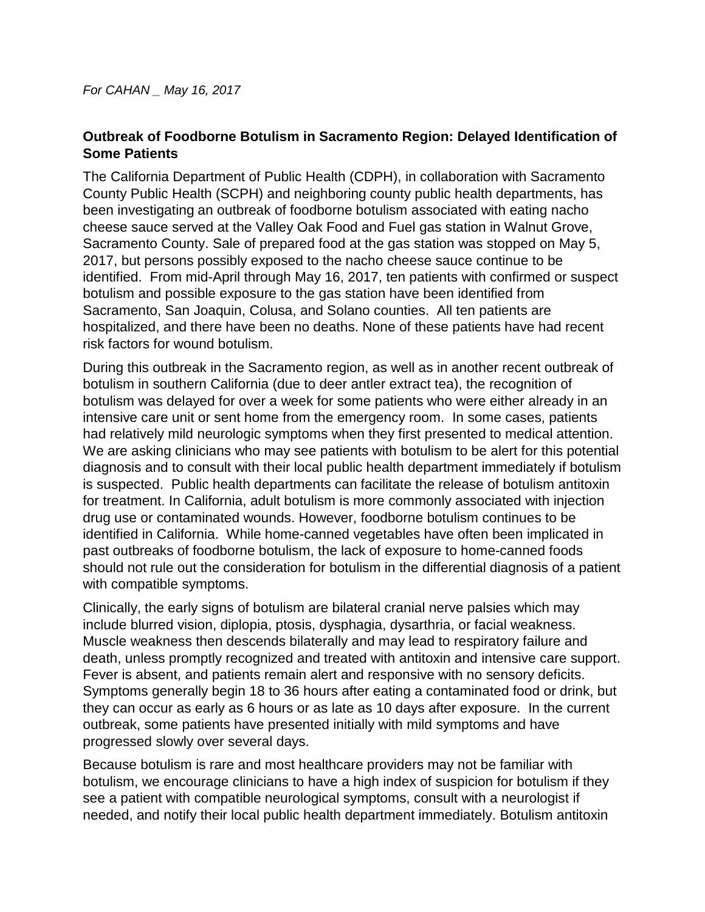*For CAHAN _ May 16, 2017*

**Outbreak of Foodborne Botulism in Sacramento Region: Delayed Identification of Some Patients**

The California Department of Public Health (CDPH), in collaboration with Sacramento County Public Health (SCPH) and neighboring county public health departments, has been investigating an outbreak of foodborne botulism associated with eating nacho cheese sauce served at the Valley Oak Food and Fuel gas station in Walnut Grove, Sacramento County. Sale of prepared food at the gas station was stopped on May 5, 2017, but persons possibly exposed to the nacho cheese sauce continue to be identified. From mid-April through May 16, 2017, ten patients with confirmed or suspect botulism and possible exposure to the gas station have been identified from Sacramento, San Joaquin, Colusa, and Solano counties. All ten patients are hospitalized, and there have been no deaths. None of these patients have had recent risk factors for wound botulism.

During this outbreak in the Sacramento region, as well as in another recent outbreak of botulism in southern California (due to deer antler extract tea), the recognition of botulism was delayed for over a week for some patients who were either already in an intensive care unit or sent home from the emergency room. In some cases, patients had relatively mild neurologic symptoms when they first presented to medical attention. We are asking clinicians who may see patients with botulism to be alert for this potential diagnosis and to consult with their local public health department immediately if botulism is suspected. Public health departments can facilitate the release of botulism antitoxin for treatment. In California, adult botulism is more commonly associated with injection drug use or contaminated wounds. However, foodborne botulism continues to be identified in California. While home-canned vegetables have often been implicated in past outbreaks of foodborne botulism, the lack of exposure to home-canned foods should not rule out the consideration for botulism in the differential diagnosis of a patient with compatible symptoms.

Clinically, the early signs of botulism are bilateral cranial nerve palsies which may include blurred vision, diplopia, ptosis, dysphagia, dysarthria, or facial weakness. Muscle weakness then descends bilaterally and may lead to respiratory failure and death, unless promptly recognized and treated with antitoxin and intensive care support. Fever is absent, and patients remain alert and responsive with no sensory deficits. Symptoms generally begin 18 to 36 hours after eating a contaminated food or drink, but they can occur as early as 6 hours or as late as 10 days after exposure. In the current outbreak, some patients have presented initially with mild symptoms and have progressed slowly over several days.

Because botulism is rare and most healthcare providers may not be familiar with botulism, we encourage clinicians to have a high index of suspicion for botulism if they see a patient with compatible neurological symptoms, consult with a neurologist if needed, and notify their local public health department immediately. Botulism antitoxin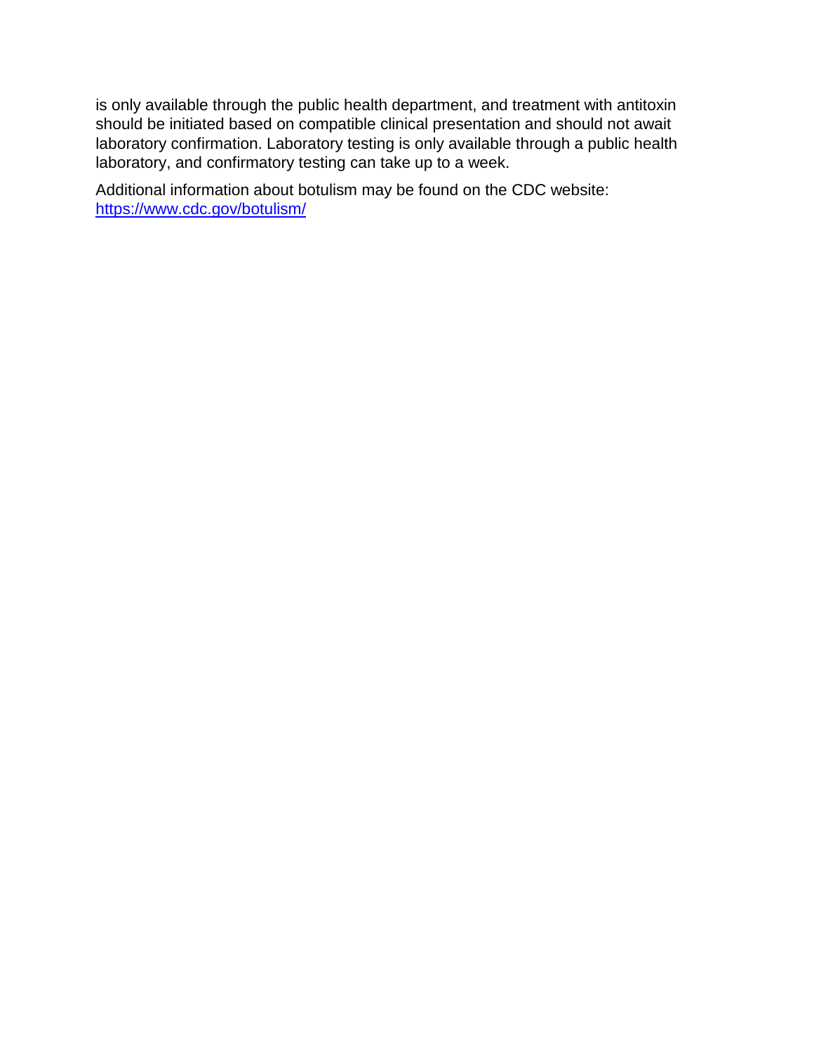is only available through the public health department, and treatment with antitoxin should be initiated based on compatible clinical presentation and should not await laboratory confirmation. Laboratory testing is only available through a public health laboratory, and confirmatory testing can take up to a week.

Additional information about botulism may be found on the CDC website: [https://www.cdc.gov/botulism/](https://www.cdc.gov/botulism/)